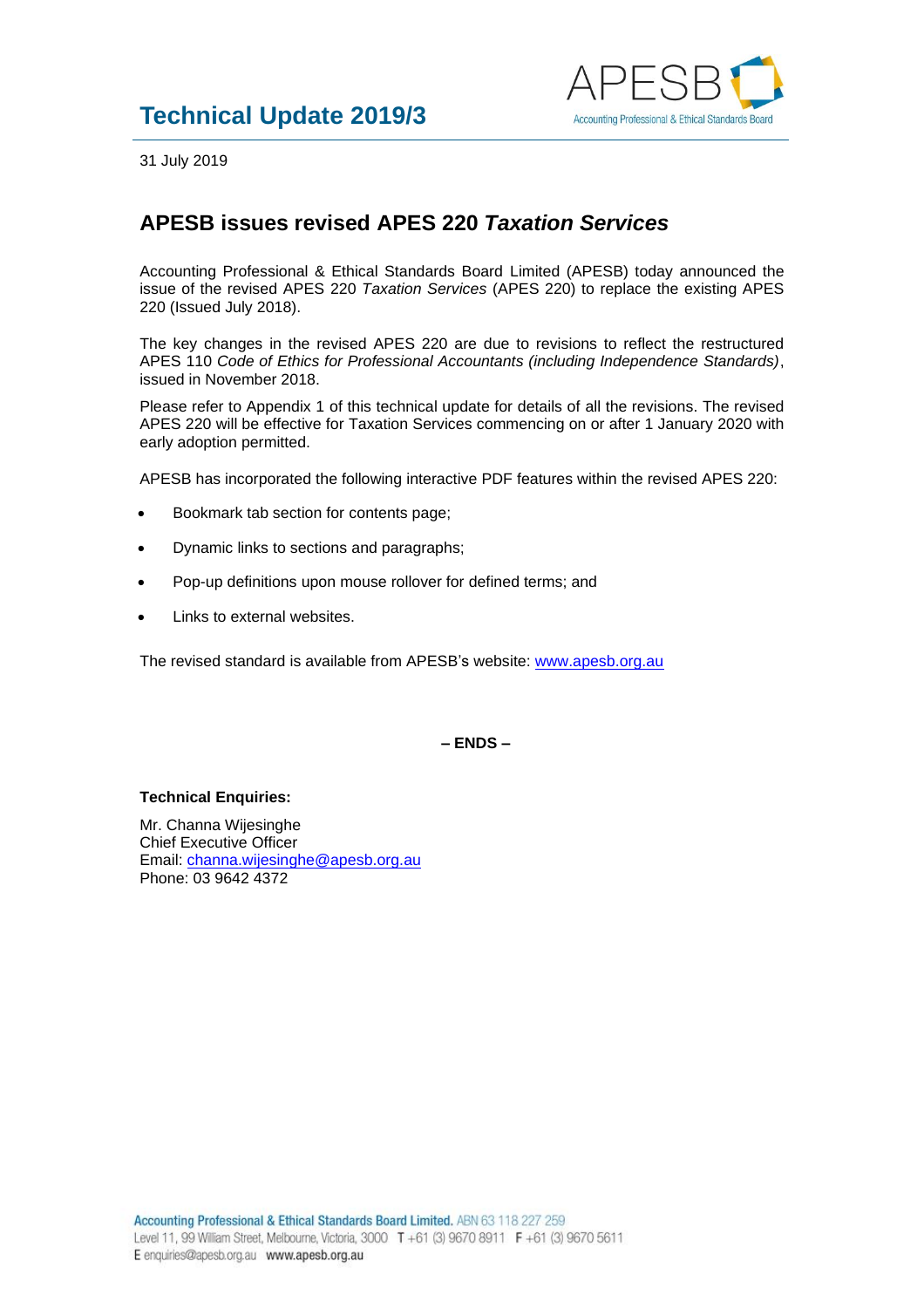# Technical Update 2019/3

31 July 2019

## APESB issues revised APES 220 *Taxation Services*

Accounting Professional & Ethical Standards Board Limited (APESB) today announced the issue of the revised APES 220 *Taxation Services* (APES 220) to replace the existing APES 220 (Issued July 2018).

The key changes in the revised APES 220 are due to revisions to reflect the restructured APES 110 *Code of Ethics for Professional Accountants (including Independence Standards)*, issued in November 2018.

Please refer to Appendix 1 of this technical update for details of all the revisions. The revised APES 220 will be effective for Taxation Services commencing on or after 1 January 2020 with early adoption permitted.

APESB has incorporated the following interactive PDF features within the revised APES 220:

- Bookmark tab section for contents page;
- Dynamic links to sections and paragraphs;
- Pop-up definitions upon mouse rollover for defined terms; and
- Links to external websites.

The revised standard is available from APESB's website: www.apesb.org.au

**– ENDS –**

**Technical Enquiries:**

Mr. Channa Wijesinghe
Chief Executive Officer
Email: channa.wijesinghe@apesb.org.au
Phone: 03 9642 4372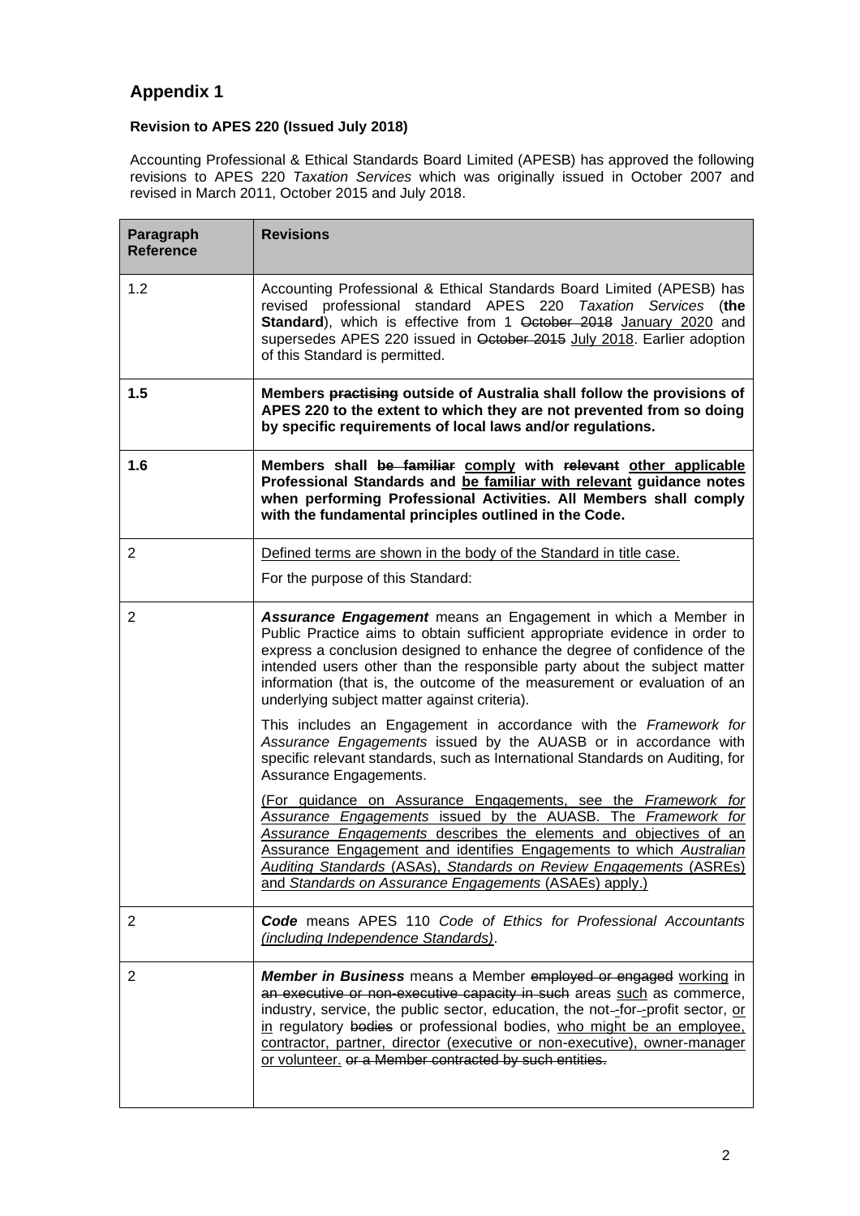## Appendix 1

**Revision to APES 220 (Issued July 2018)**

Accounting Professional & Ethical Standards Board Limited (APESB) has approved the following revisions to APES 220 *Taxation Services* which was originally issued in October 2007 and revised in March 2011, October 2015 and July 2018.

| Paragraph Reference | Revisions |
|---|---|
| 1.2 | Accounting Professional & Ethical Standards Board Limited (APESB) has revised professional standard APES 220 *Taxation Services* (**the Standard**), which is effective from 1 ~~October 2018~~ January 2020 and supersedes APES 220 issued in ~~October 2015~~ July 2018. Earlier adoption of this Standard is permitted. |
| **1.5** | **Members ~~practising~~ outside of Australia shall follow the provisions of APES 220 to the extent to which they are not prevented from so doing by specific requirements of local laws and/or regulations.** |
| **1.6** | **Members shall ~~be familiar~~ comply with ~~relevant~~ other applicable Professional Standards and be familiar with relevant guidance notes when performing Professional Activities. All Members shall comply with the fundamental principles outlined in the Code.** |
| 2 | Defined terms are shown in the body of the Standard in title case.<br><br>For the purpose of this Standard: |
| 2 | ***Assurance Engagement*** means an Engagement in which a Member in Public Practice aims to obtain sufficient appropriate evidence in order to express a conclusion designed to enhance the degree of confidence of the intended users other than the responsible party about the subject matter information (that is, the outcome of the measurement or evaluation of an underlying subject matter against criteria).<br><br>This includes an Engagement in accordance with the *Framework for Assurance Engagements* issued by the AUASB or in accordance with specific relevant standards, such as International Standards on Auditing, for Assurance Engagements.<br><br>(For guidance on Assurance Engagements, see the *Framework for Assurance Engagements* issued by the AUASB. The *Framework for Assurance Engagements* describes the elements and objectives of an Assurance Engagement and identifies Engagements to which *Australian Auditing Standards* (ASAs), *Standards on Review Engagements* (ASREs) and *Standards on Assurance Engagements* (ASAEs) apply.) |
| 2 | ***Code*** means APES 110 *Code of Ethics for Professional Accountants (including Independence Standards)*. |
| 2 | ***Member in Business*** means a Member ~~employed or engaged~~ working in ~~an executive or non-executive capacity in such~~ areas such as commerce, industry, service, the public sector, education, the not-for-profit sector, or in regulatory ~~bodies~~ or professional bodies, who might be an employee, contractor, partner, director (executive or non-executive), owner-manager or volunteer. ~~or a Member contracted by such entities.~~ |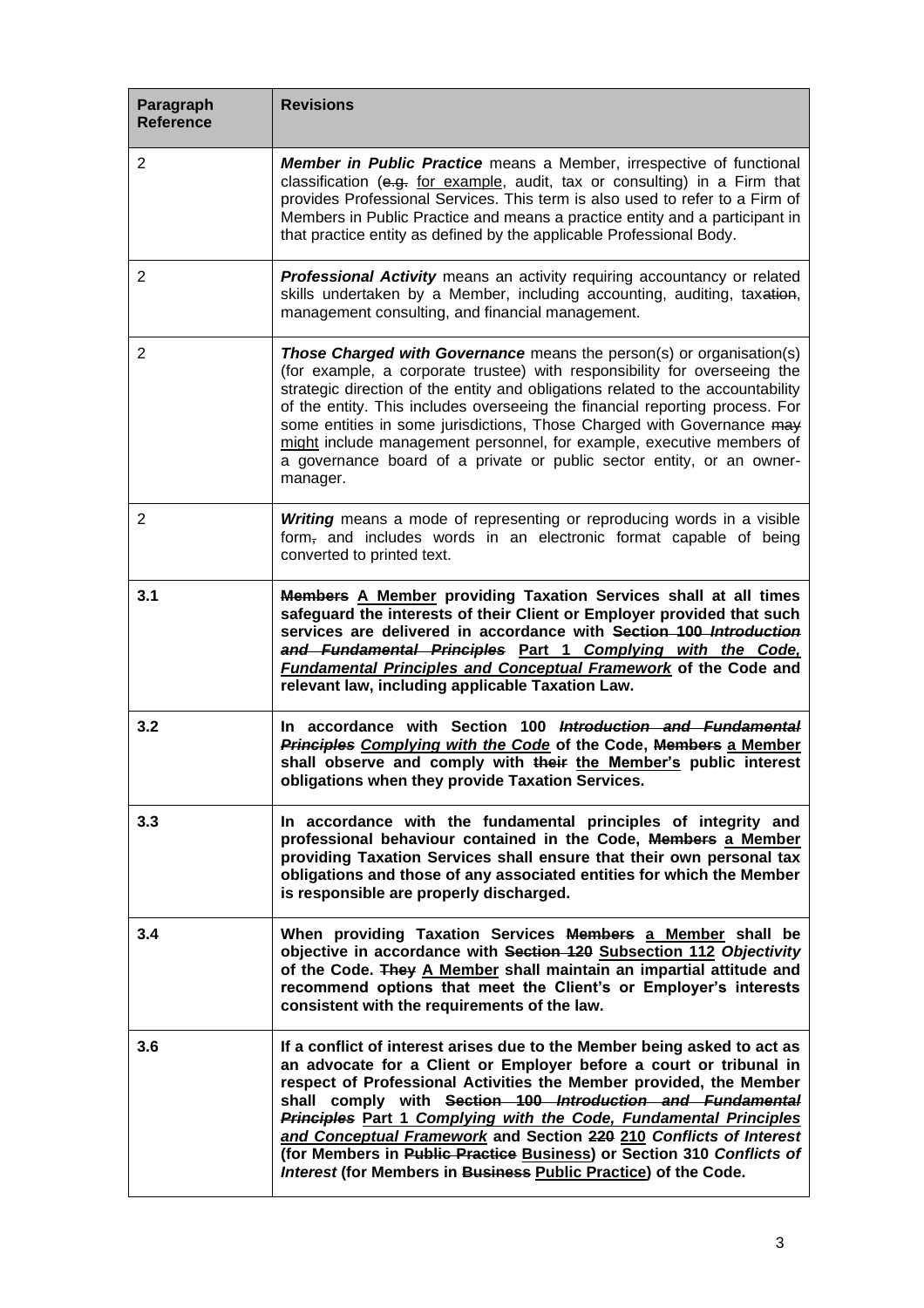| Paragraph Reference | Revisions |
| --- | --- |
| 2 | ***Member in Public Practice*** means a Member, irrespective of functional classification (~~e.g.~~ <u>for example</u>, audit, tax or consulting) in a Firm that provides Professional Services. This term is also used to refer to a Firm of Members in Public Practice and means a practice entity and a participant in that practice entity as defined by the applicable Professional Body. |
| 2 | ***Professional Activity*** means an activity requiring accountancy or related skills undertaken by a Member, including accounting, auditing, tax~~ation~~, management consulting, and financial management. |
| 2 | ***Those Charged with Governance*** means the person(s) or organisation(s) (for example, a corporate trustee) with responsibility for overseeing the strategic direction of the entity and obligations related to the accountability of the entity. This includes overseeing the financial reporting process. For some entities in some jurisdictions, Those Charged with Governance ~~may~~ <u>might</u> include management personnel, for example, executive members of a governance board of a private or public sector entity, or an owner-manager. |
| 2 | ***Writing*** means a mode of representing or reproducing words in a visible form~~,~~ and includes words in an electronic format capable of being converted to printed text. |
| **3.1** | **~~Members~~ <u>A Member</u> providing Taxation Services shall at all times safeguard the interests of their Client or Employer provided that such services are delivered in accordance with ~~Section 100 *Introduction and Fundamental Principles*~~ <u>Part 1 *Complying with the Code, Fundamental Principles and Conceptual Framework*</u> of the Code and relevant law, including applicable Taxation Law.** |
| **3.2** | **In accordance with Section 100 ~~*Introduction and Fundamental Principles*~~ <u>*Complying with the Code*</u> of the Code, ~~Members~~ <u>a Member</u> shall observe and comply with ~~their~~ <u>the Member's</u> public interest obligations when they provide Taxation Services.** |
| **3.3** | **In accordance with the fundamental principles of integrity and professional behaviour contained in the Code, ~~Members~~ <u>a Member</u> providing Taxation Services shall ensure that their own personal tax obligations and those of any associated entities for which the Member is responsible are properly discharged.** |
| **3.4** | **When providing Taxation Services ~~Members~~ <u>a Member</u> shall be objective in accordance with ~~Section 120~~ <u>Subsection 112</u> *Objectivity* of the Code. ~~They~~ <u>A Member</u> shall maintain an impartial attitude and recommend options that meet the Client's or Employer's interests consistent with the requirements of the law.** |
| **3.6** | **If a conflict of interest arises due to the Member being asked to act as an advocate for a Client or Employer before a court or tribunal in respect of Professional Activities the Member provided, the Member shall comply with ~~Section 100 *Introduction and Fundamental Principles*~~ <u>Part 1 *Complying with the Code, Fundamental Principles and Conceptual Framework*</u> and Section ~~220~~ <u>210</u> *Conflicts of Interest* (for Members in ~~Public Practice~~ <u>Business</u>) or Section 310 *Conflicts of Interest* (for Members in ~~Business~~ <u>Public Practice</u>) of the Code.** |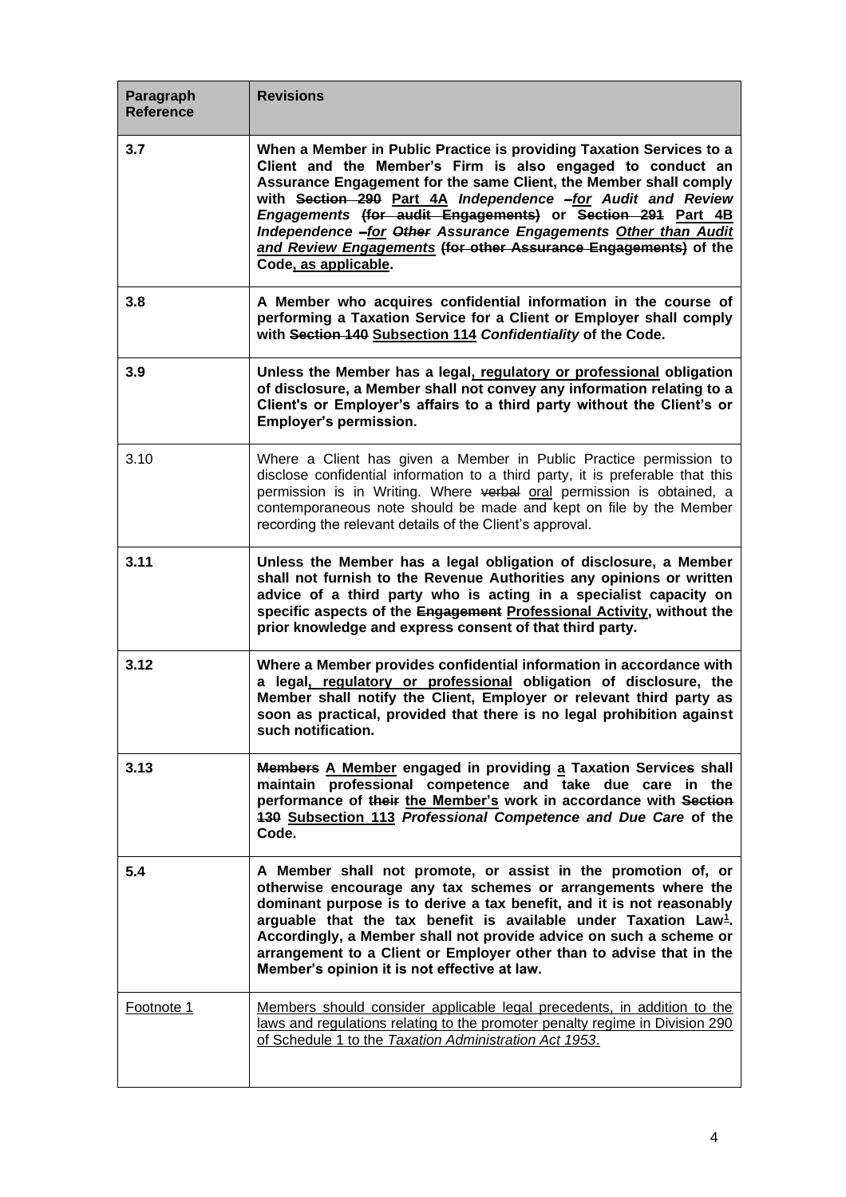| Paragraph Reference | Revisions |
|---|---|
| **3.7** | **When a Member in Public Practice is providing Taxation Services to a Client and the Member's Firm is also engaged to conduct an Assurance Engagement for the same Client, the Member shall comply with ~~Section 290~~ <u>Part 4A</u> *Independence ~~–~~<u>for</u> Audit and Review Engagements* ~~(for audit Engagements)~~ or ~~Section 291~~ <u>Part 4B</u> *Independence ~~–~~<u>for</u> ~~Other~~ Assurance Engagements <u>Other than Audit and Review Engagements</u>* ~~(for other Assurance Engagements)~~ of the Code<u>, as applicable</u>.** |
| **3.8** | **A Member who acquires confidential information in the course of performing a Taxation Service for a Client or Employer shall comply with ~~Section 140~~ <u>Subsection 114</u> *Confidentiality* of the Code.** |
| **3.9** | **Unless the Member has a legal<u>, regulatory or professional</u> obligation of disclosure, a Member shall not convey any information relating to a Client's or Employer's affairs to a third party without the Client's or Employer's permission.** |
| 3.10 | Where a Client has given a Member in Public Practice permission to disclose confidential information to a third party, it is preferable that this permission is in Writing. Where ~~verbal~~ <u>oral</u> permission is obtained, a contemporaneous note should be made and kept on file by the Member recording the relevant details of the Client's approval. |
| **3.11** | **Unless the Member has a legal obligation of disclosure, a Member shall not furnish to the Revenue Authorities any opinions or written advice of a third party who is acting in a specialist capacity on specific aspects of the ~~Engagement~~ <u>Professional Activity</u>, without the prior knowledge and express consent of that third party.** |
| **3.12** | **Where a Member provides confidential information in accordance with a legal<u>, regulatory or professional</u> obligation of disclosure, the Member shall notify the Client, Employer or relevant third party as soon as practical, provided that there is no legal prohibition against such notification.** |
| **3.13** | **~~Members~~ <u>A Member</u> engaged in providing <u>a</u> Taxation Service~~s~~ shall maintain professional competence and take due care in the performance of ~~their~~ <u>the Member's</u> work in accordance with ~~Section 130~~ <u>Subsection 113</u> *Professional Competence and Due Care* of the Code.** |
| **5.4** | **A Member shall not promote, or assist in the promotion of, or otherwise encourage any tax schemes or arrangements where the dominant purpose is to derive a tax benefit, and it is not reasonably arguable that the tax benefit is available under Taxation Law[1]. Accordingly, a Member shall not provide advice on such a scheme or arrangement to a Client or Employer other than to advise that in the Member's opinion it is not effective at law.** |
| <u>Footnote 1</u> | <u>Members should consider applicable legal precedents, in addition to the laws and regulations relating to the promoter penalty regime in Division 290 of Schedule 1 to the *Taxation Administration Act 1953*.</u> |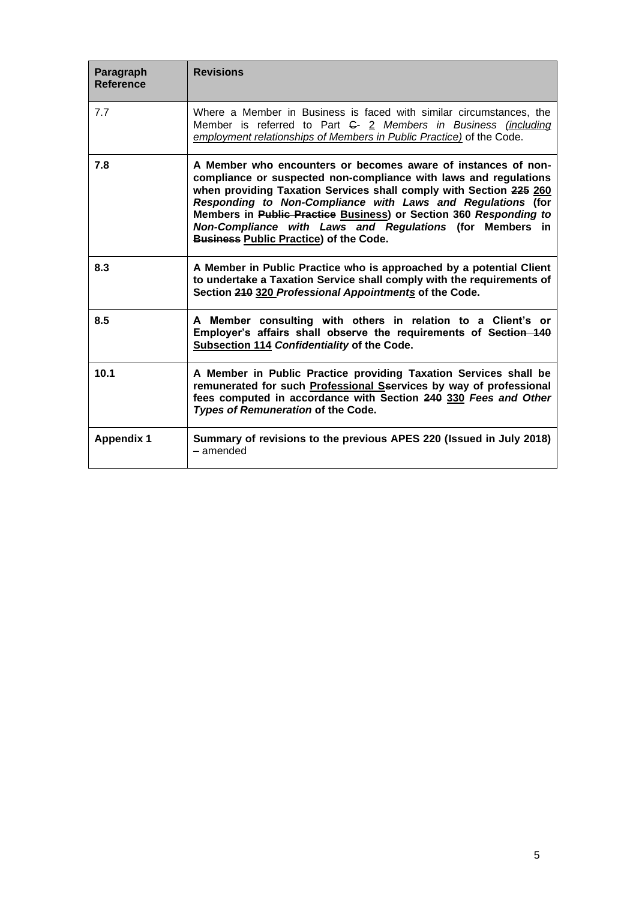| Paragraph Reference | Revisions |
|---|---|
| 7.7 | Where a Member in Business is faced with similar circumstances, the Member is referred to Part ~~C~~ 2 *Members in Business* *(including employment relationships of Members in Public Practice)* of the Code. |
| **7.8** | **A Member who encounters or becomes aware of instances of non-compliance or suspected non-compliance with laws and regulations when providing Taxation Services shall comply with Section ~~225~~ 260 *Responding to Non-Compliance with Laws and Regulations* (for Members in ~~Public Practice~~ Business) or Section 360 *Responding to Non-Compliance with Laws and Regulations* (for Members in ~~Business~~ Public Practice) of the Code.** |
| **8.3** | **A Member in Public Practice who is approached by a potential Client to undertake a Taxation Service shall comply with the requirements of Section ~~210~~ 320 *Professional Appointments* of the Code.** |
| **8.5** | **A Member consulting with others in relation to a Client's or Employer's affairs shall observe the requirements of ~~Section 140~~ Subsection 114 *Confidentiality* of the Code.** |
| **10.1** | **A Member in Public Practice providing Taxation Services shall be remunerated for such Professional ~~s~~Services by way of professional fees computed in accordance with Section ~~240~~ 330 *Fees and Other Types of Remuneration* of the Code.** |
| **Appendix 1** | **Summary of revisions to the previous APES 220 (Issued in July 2018)** – amended |